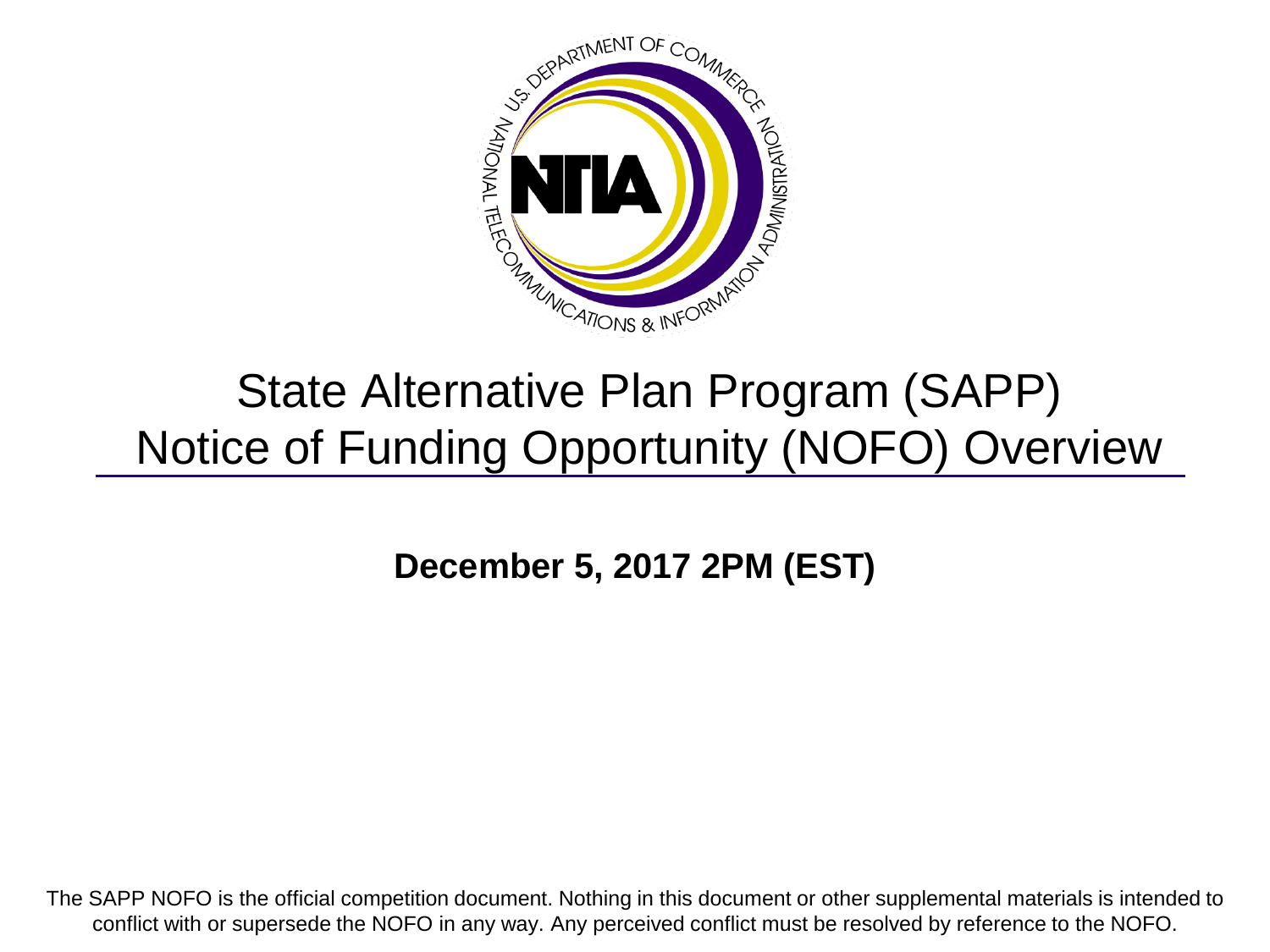# State Alternative Plan Program (SAPP) Notice of Funding Opportunity (NOFO) Overview

**December 5, 2017 2PM (EST)**

The SAPP NOFO is the official competition document. Nothing in this document or other supplemental materials is intended to conflict with or supersede the NOFO in any way. Any perceived conflict must be resolved by reference to the NOFO.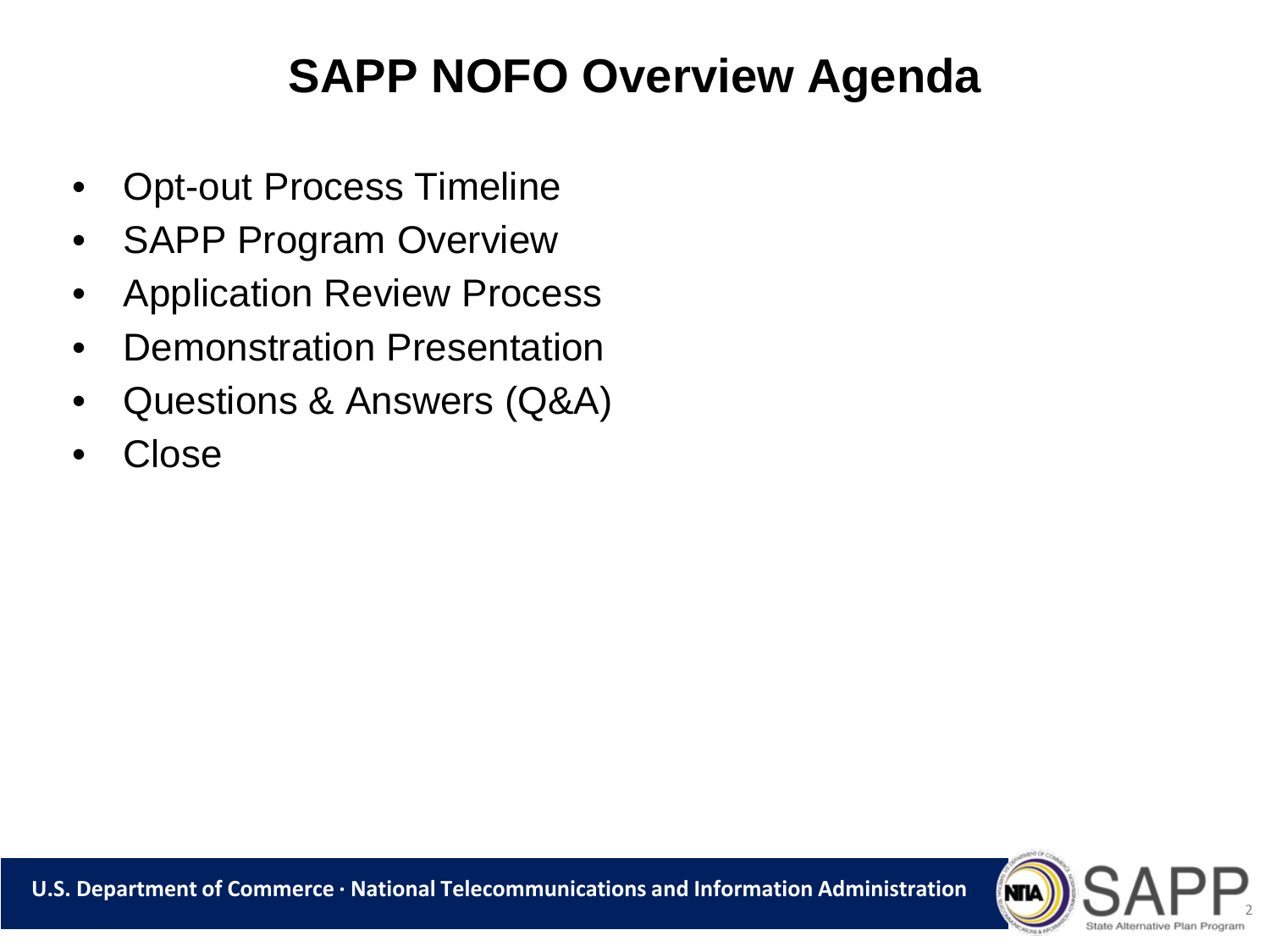# SAPP NOFO Overview Agenda

- Opt-out Process Timeline
- SAPP Program Overview
- Application Review Process
- Demonstration Presentation
- Questions & Answers (Q&A)
- Close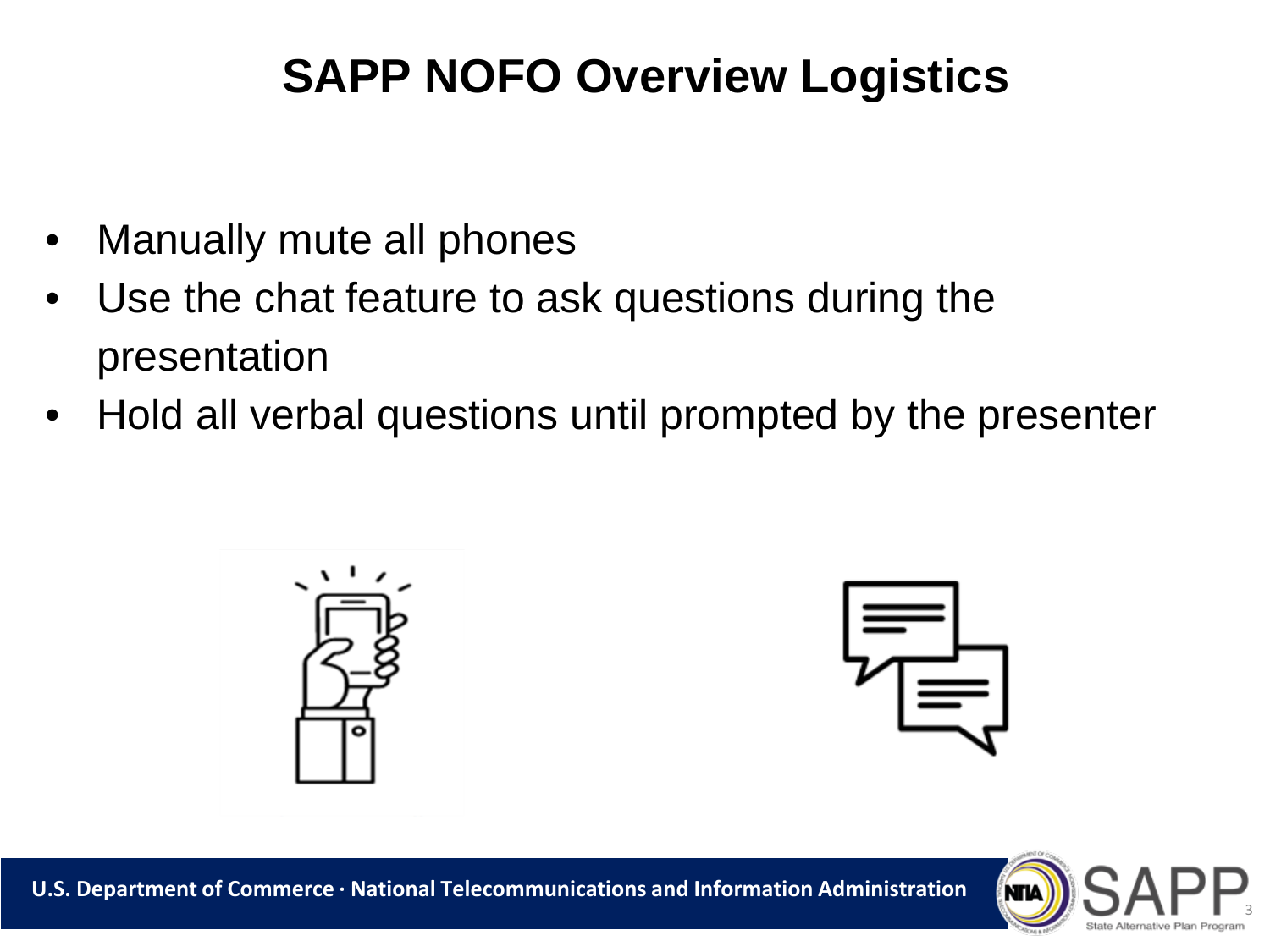# SAPP NOFO Overview Logistics

- Manually mute all phones
- Use the chat feature to ask questions during the presentation
- Hold all verbal questions until prompted by the presenter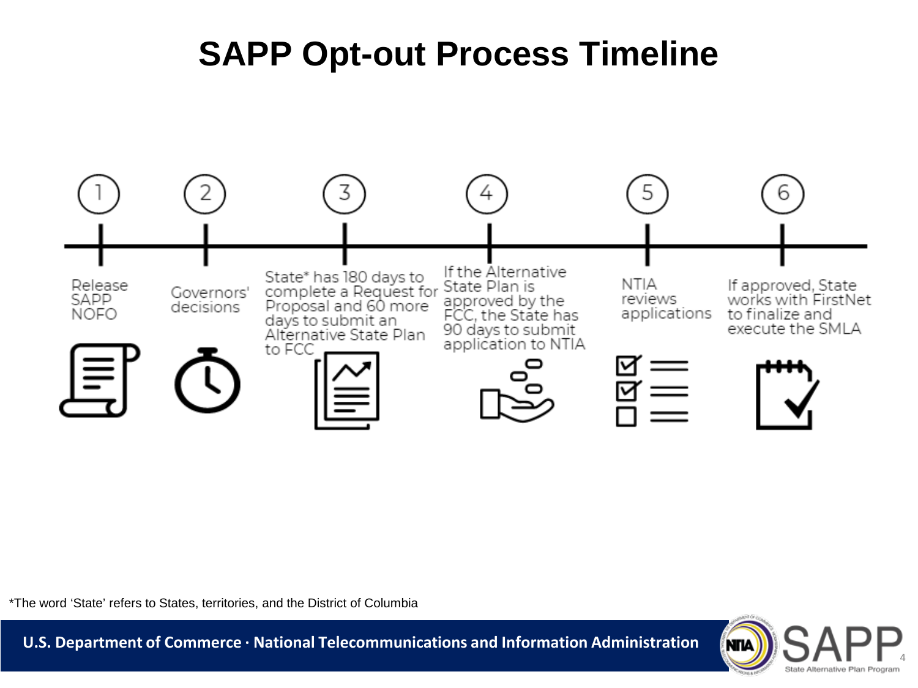# SAPP Opt-out Process Timeline

1. Release SAPP NOFO
2. Governors' decisions
3. State* has 180 days to complete a Request for Proposal and 60 more days to submit an Alternative State Plan to FCC
4. If the Alternative State Plan is approved by the FCC, the State has 90 days to submit application to NTIA
5. NTIA reviews applications
6. If approved, State works with FirstNet to finalize and execute the SMLA

*The word 'State' refers to States, territories, and the District of Columbia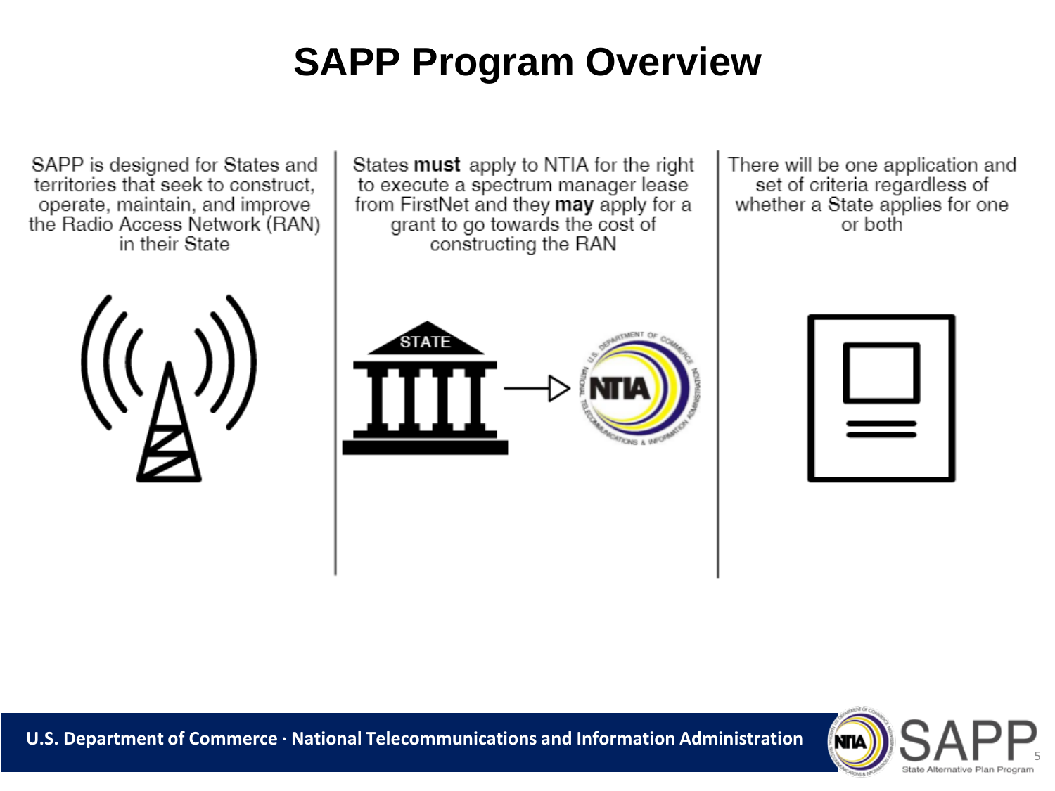# SAPP Program Overview

SAPP is designed for States and territories that seek to construct, operate, maintain, and improve the Radio Access Network (RAN) in their State

States **must** apply to NTIA for the right to execute a spectrum manager lease from FirstNet and they **may** apply for a grant to go towards the cost of constructing the RAN

There will be one application and set of criteria regardless of whether a State applies for one or both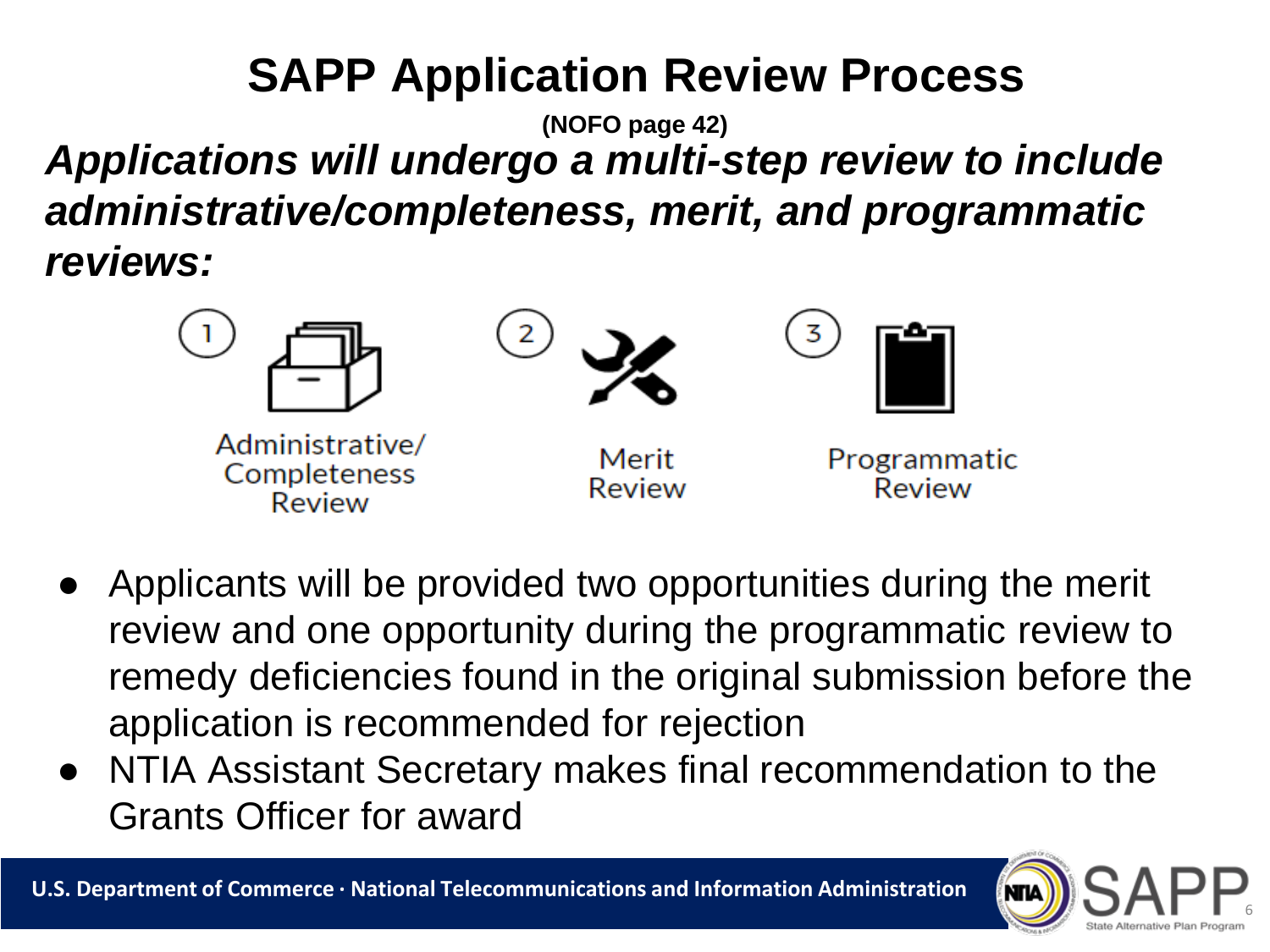# SAPP Application Review Process

**(NOFO page 42)**

***Applications will undergo a multi-step review to include administrative/completeness, merit, and programmatic reviews:***

1. Administrative/ Completeness Review
2. Merit Review
3. Programmatic Review

- Applicants will be provided two opportunities during the merit review and one opportunity during the programmatic review to remedy deficiencies found in the original submission before the application is recommended for rejection
- NTIA Assistant Secretary makes final recommendation to the Grants Officer for award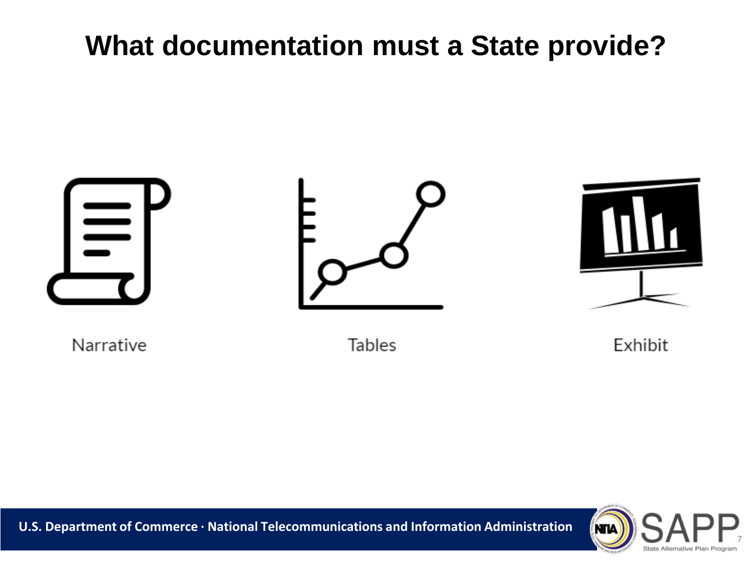# What documentation must a State provide?

Narrative

Tables

Exhibit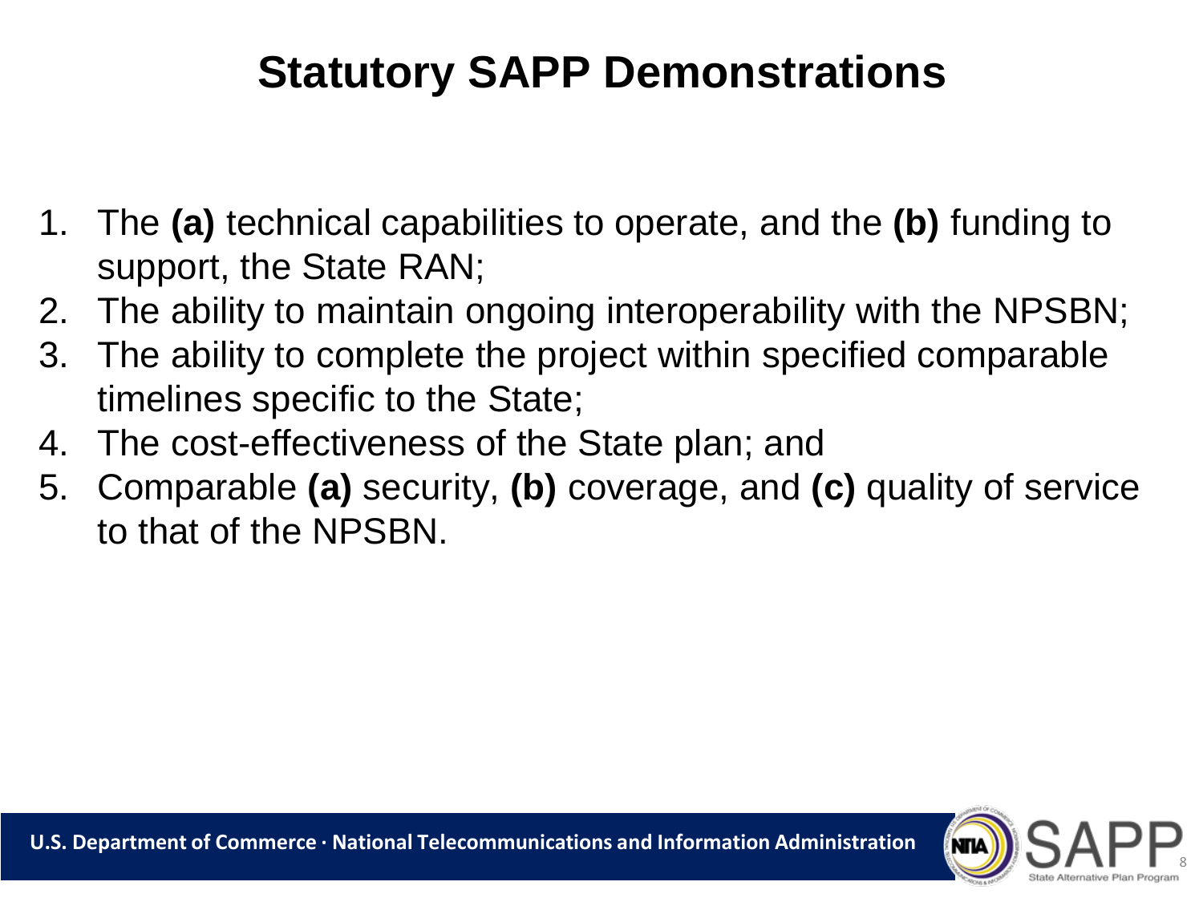# Statutory SAPP Demonstrations

1. The **(a)** technical capabilities to operate, and the **(b)** funding to support, the State RAN;
2. The ability to maintain ongoing interoperability with the NPSBN;
3. The ability to complete the project within specified comparable timelines specific to the State;
4. The cost-effectiveness of the State plan; and
5. Comparable **(a)** security, **(b)** coverage, and **(c)** quality of service to that of the NPSBN.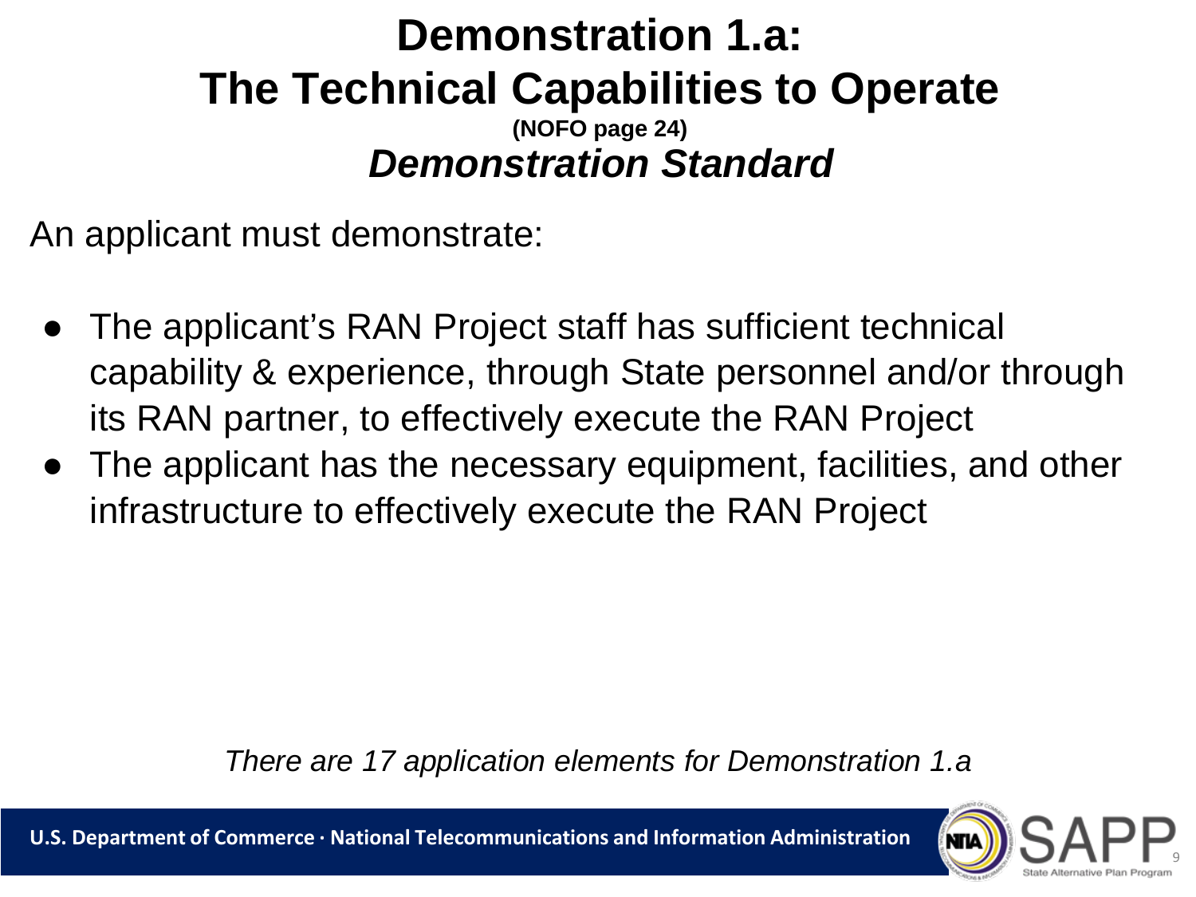# Demonstration 1.a: The Technical Capabilities to Operate

**(NOFO page 24)**

## *Demonstration Standard*

An applicant must demonstrate:

- The applicant's RAN Project staff has sufficient technical capability & experience, through State personnel and/or through its RAN partner, to effectively execute the RAN Project
- The applicant has the necessary equipment, facilities, and other infrastructure to effectively execute the RAN Project

*There are 17 application elements for Demonstration 1.a*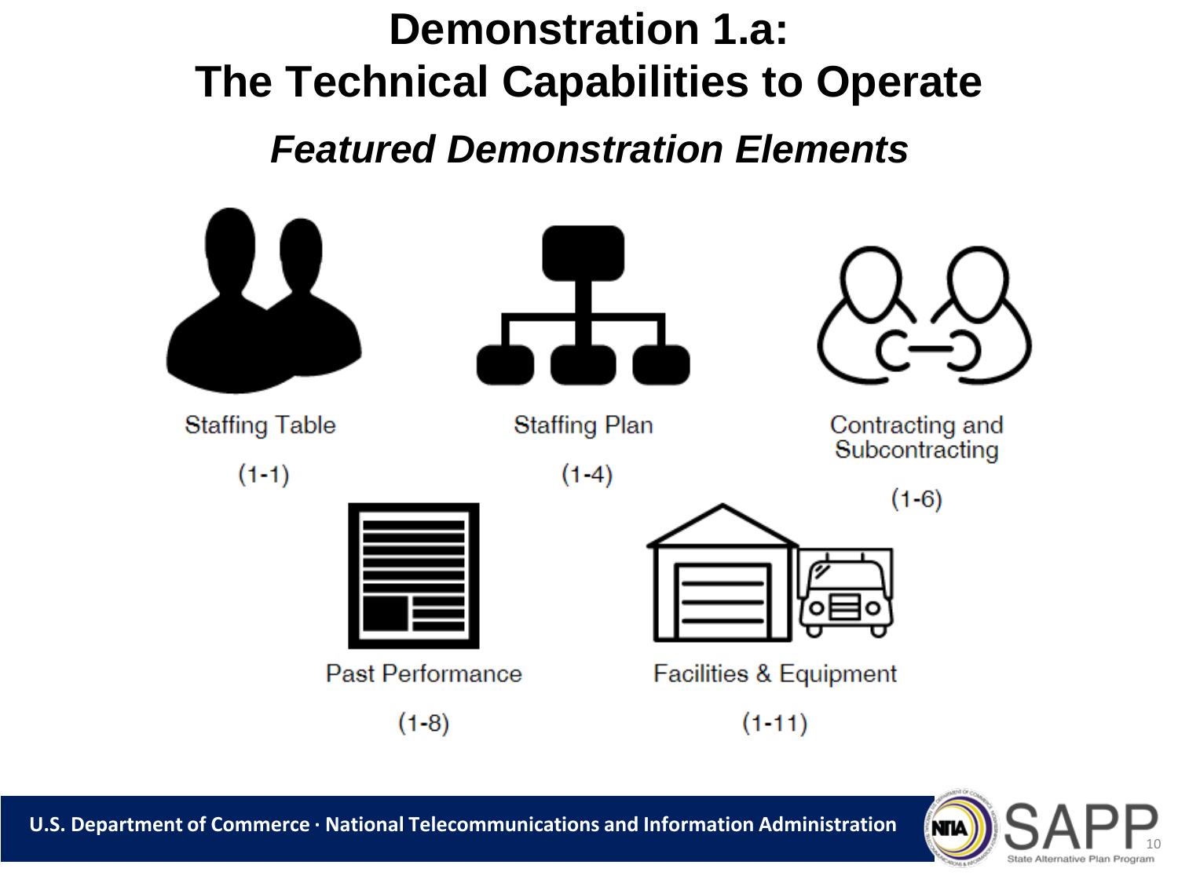# Demonstration 1.a: The Technical Capabilities to Operate

## *Featured Demonstration Elements*

Staffing Table

(1-1)

Staffing Plan

(1-4)

Contracting and Subcontracting

(1-6)

Past Performance

(1-8)

Facilities & Equipment

(1-11)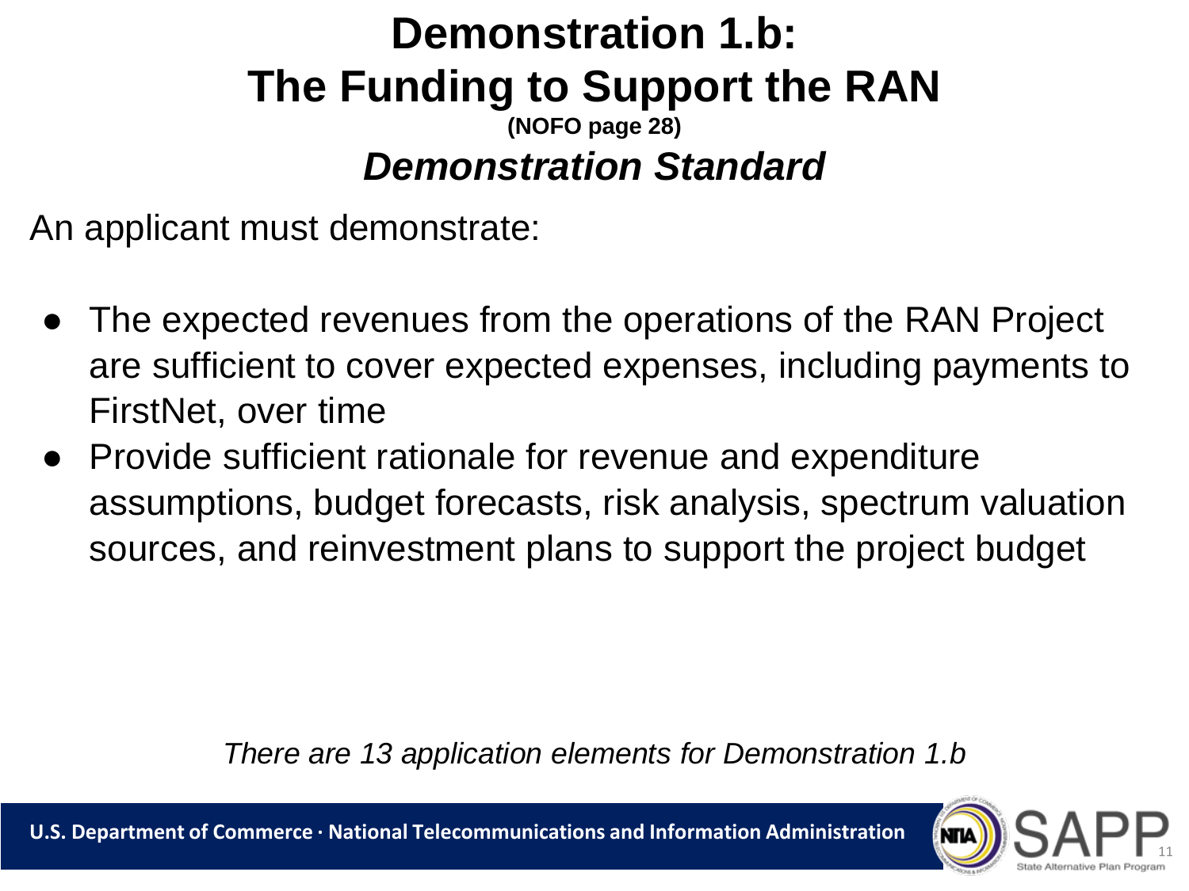# Demonstration 1.b: The Funding to Support the RAN

**(NOFO page 28)**

## *Demonstration Standard*

An applicant must demonstrate:

- The expected revenues from the operations of the RAN Project are sufficient to cover expected expenses, including payments to FirstNet, over time
- Provide sufficient rationale for revenue and expenditure assumptions, budget forecasts, risk analysis, spectrum valuation sources, and reinvestment plans to support the project budget

*There are 13 application elements for Demonstration 1.b*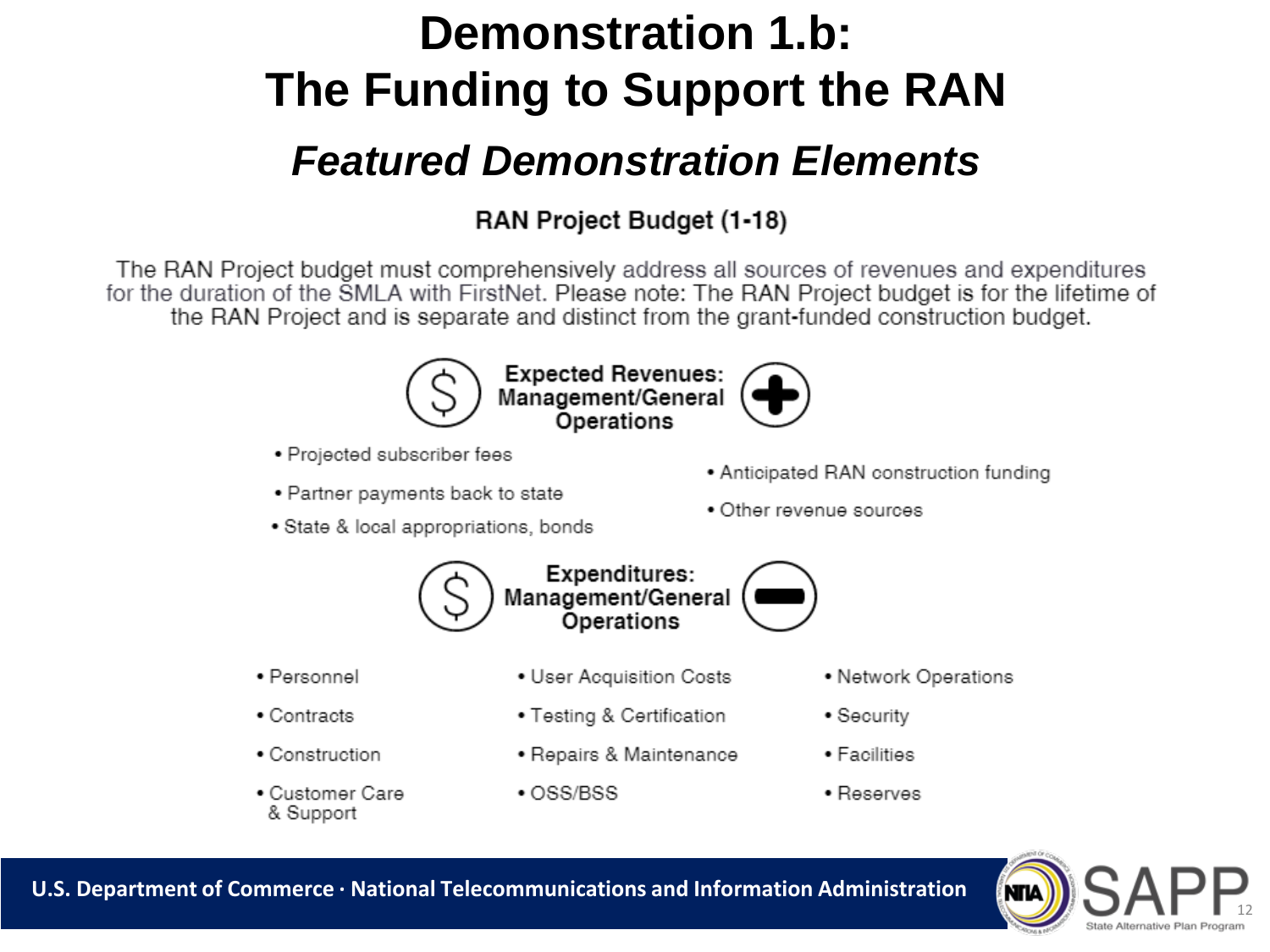# Demonstration 1.b: The Funding to Support the RAN

## *Featured Demonstration Elements*

### RAN Project Budget (1-18)

The RAN Project budget must comprehensively address all sources of revenues and expenditures for the duration of the SMLA with FirstNet. Please note: The RAN Project budget is for the lifetime of the RAN Project and is separate and distinct from the grant-funded construction budget.

**Expected Revenues: Management/General Operations**

- Projected subscriber fees
- Partner payments back to state
- State & local appropriations, bonds
- Anticipated RAN construction funding
- Other revenue sources

**Expenditures: Management/General Operations**

- Personnel
- Contracts
- Construction
- Customer Care & Support
- User Acquisition Costs
- Testing & Certification
- Repairs & Maintenance
- OSS/BSS
- Network Operations
- Security
- Facilities
- Reserves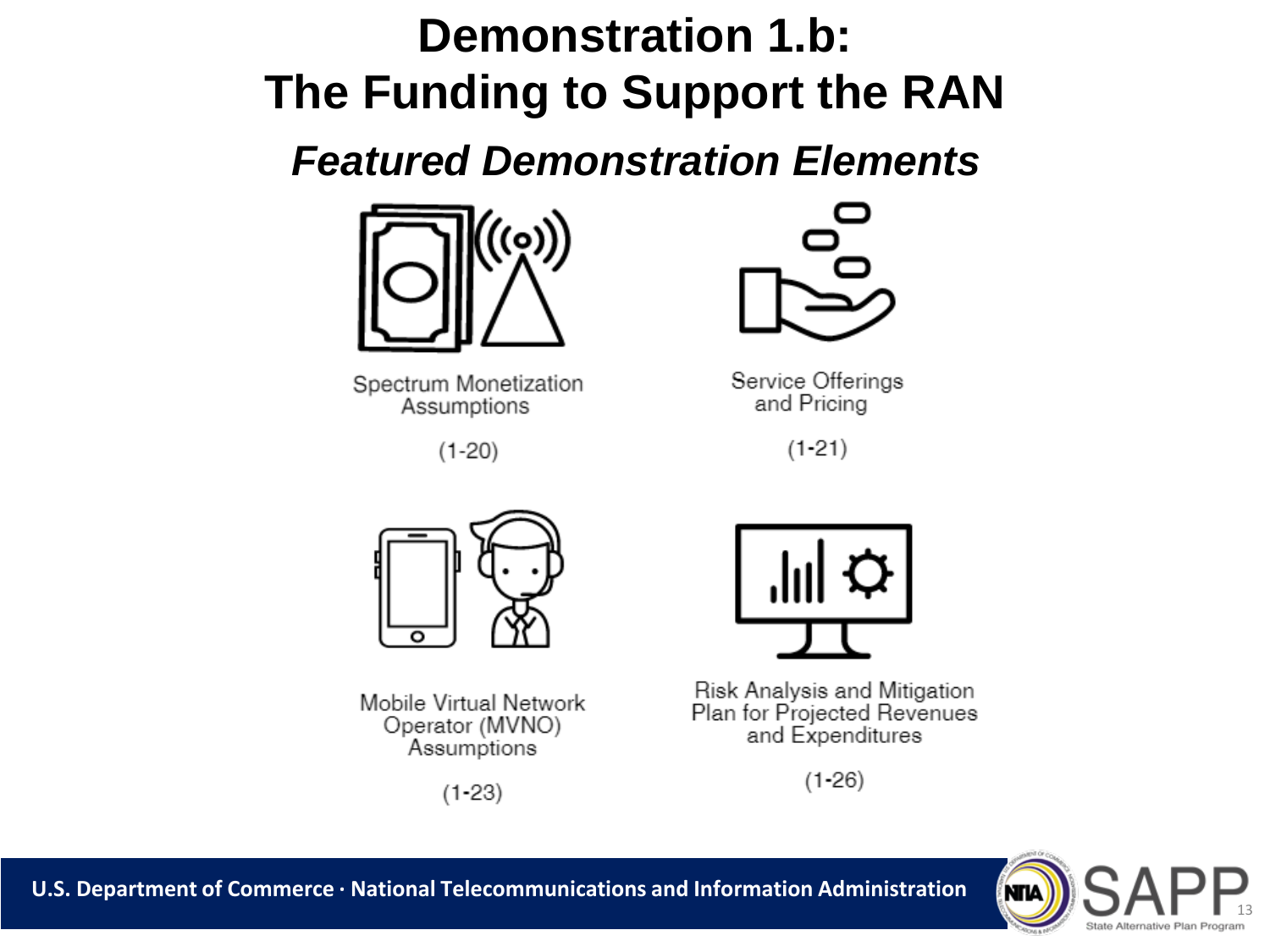# Demonstration 1.b: The Funding to Support the RAN

## *Featured Demonstration Elements*

Spectrum Monetization Assumptions

(1-20)

Service Offerings and Pricing

(1-21)

Mobile Virtual Network Operator (MVNO) Assumptions

(1-23)

Risk Analysis and Mitigation Plan for Projected Revenues and Expenditures

(1-26)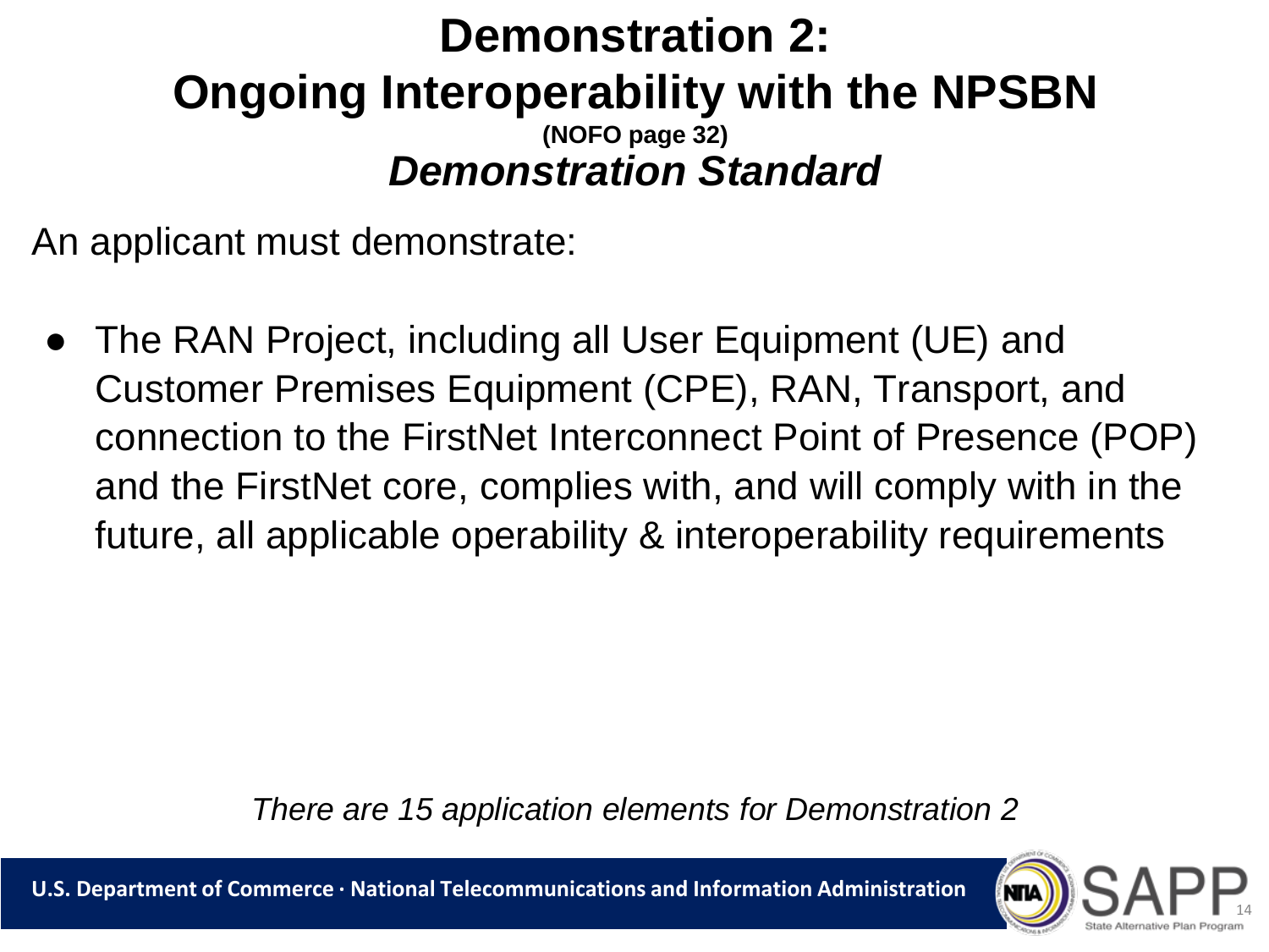# Demonstration 2:
# Ongoing Interoperability with the NPSBN

**(NOFO page 32)**

## *Demonstration Standard*

An applicant must demonstrate:

- The RAN Project, including all User Equipment (UE) and Customer Premises Equipment (CPE), RAN, Transport, and connection to the FirstNet Interconnect Point of Presence (POP) and the FirstNet core, complies with, and will comply with in the future, all applicable operability & interoperability requirements

*There are 15 application elements for Demonstration 2*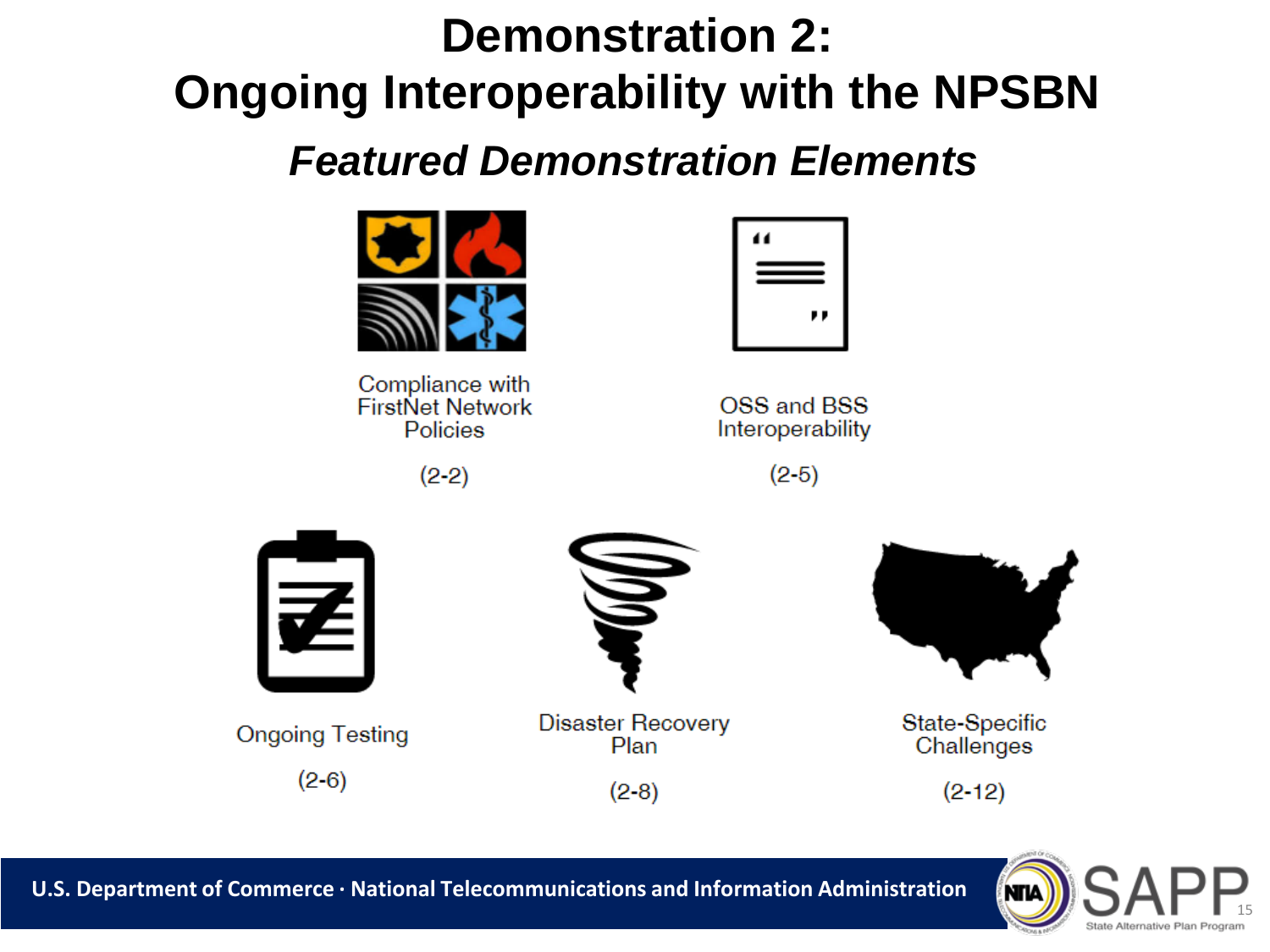# Demonstration 2:
# Ongoing Interoperability with the NPSBN

## *Featured Demonstration Elements*

Compliance with FirstNet Network Policies

(2-2)

OSS and BSS Interoperability

(2-5)

Ongoing Testing

(2-6)

Disaster Recovery Plan

(2-8)

State-Specific Challenges

(2-12)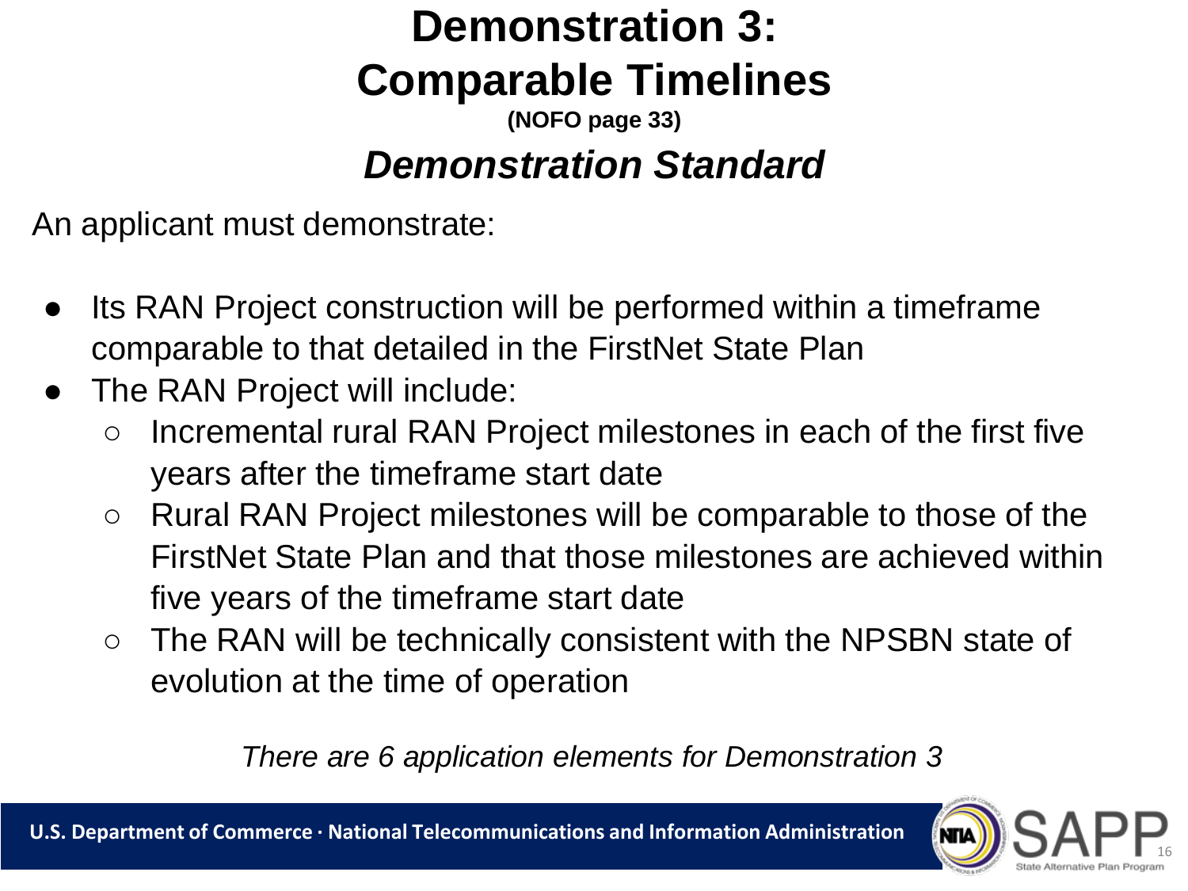# Demonstration 3: Comparable Timelines

**(NOFO page 33)**

## *Demonstration Standard*

An applicant must demonstrate:

- Its RAN Project construction will be performed within a timeframe comparable to that detailed in the FirstNet State Plan
- The RAN Project will include:
  - Incremental rural RAN Project milestones in each of the first five years after the timeframe start date
  - Rural RAN Project milestones will be comparable to those of the FirstNet State Plan and that those milestones are achieved within five years of the timeframe start date
  - The RAN will be technically consistent with the NPSBN state of evolution at the time of operation

*There are 6 application elements for Demonstration 3*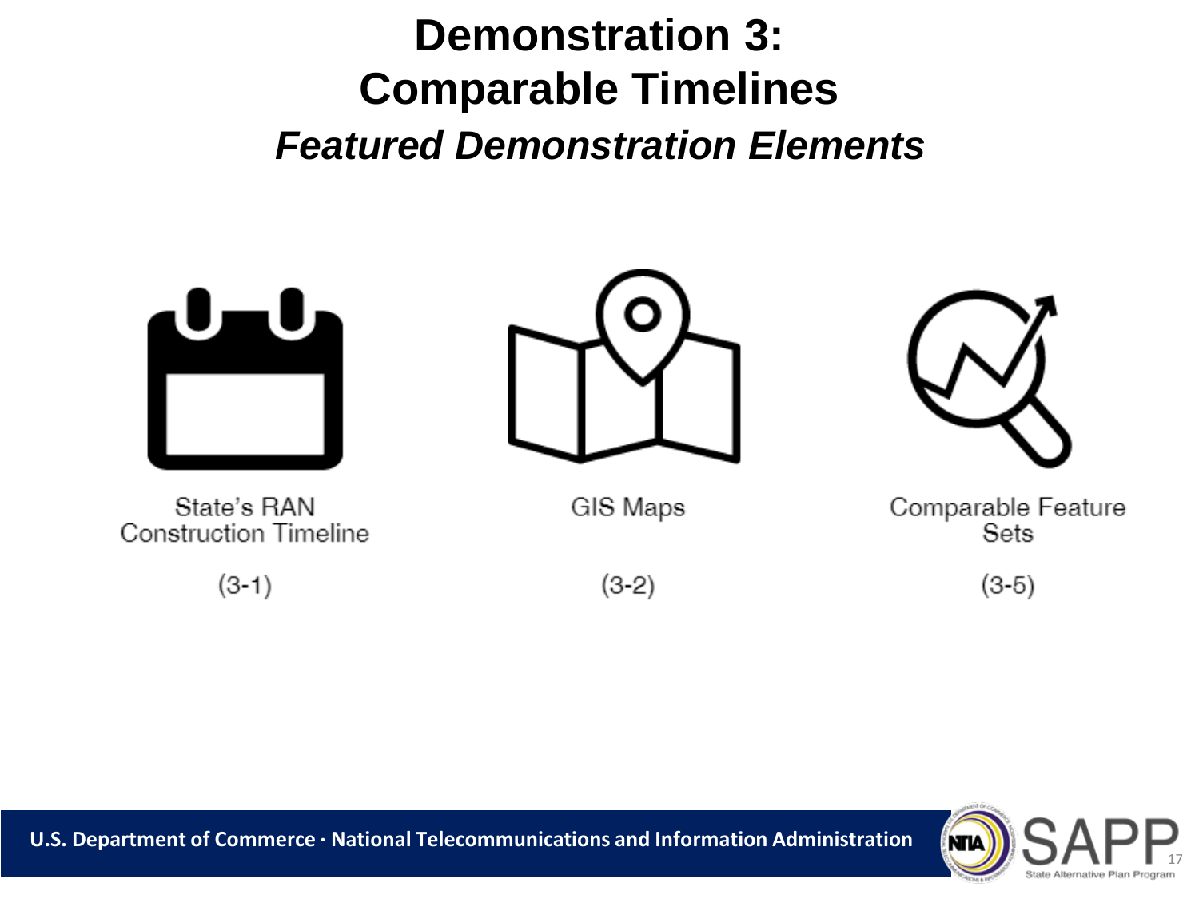# Demonstration 3: Comparable Timelines

## *Featured Demonstration Elements*

State's RAN Construction Timeline

(3-1)

GIS Maps

(3-2)

Comparable Feature Sets

(3-5)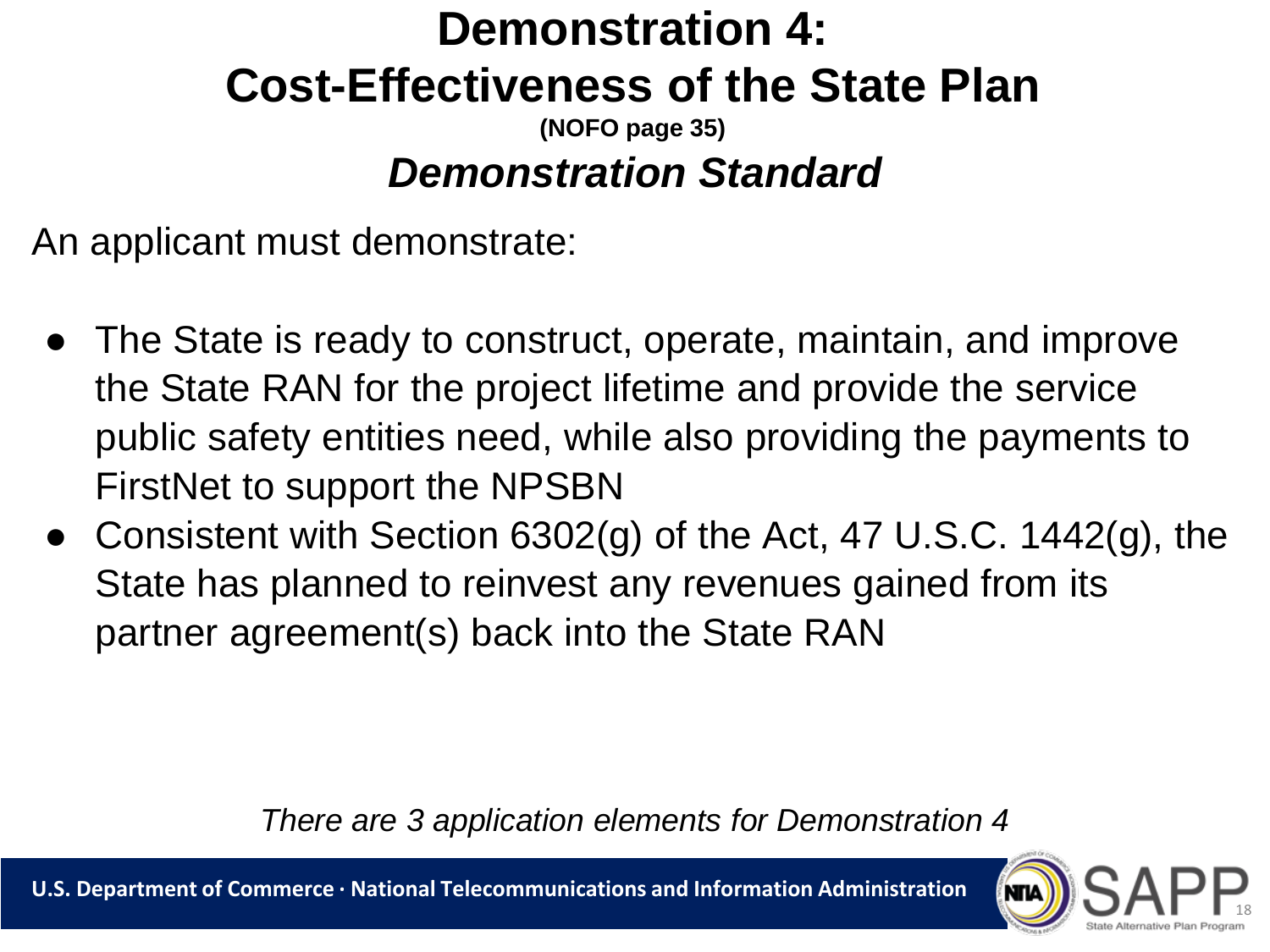# Demonstration 4: Cost-Effectiveness of the State Plan

**(NOFO page 35)**

## *Demonstration Standard*

An applicant must demonstrate:

- The State is ready to construct, operate, maintain, and improve the State RAN for the project lifetime and provide the service public safety entities need, while also providing the payments to FirstNet to support the NPSBN
- Consistent with Section 6302(g) of the Act, 47 U.S.C. 1442(g), the State has planned to reinvest any revenues gained from its partner agreement(s) back into the State RAN

*There are 3 application elements for Demonstration 4*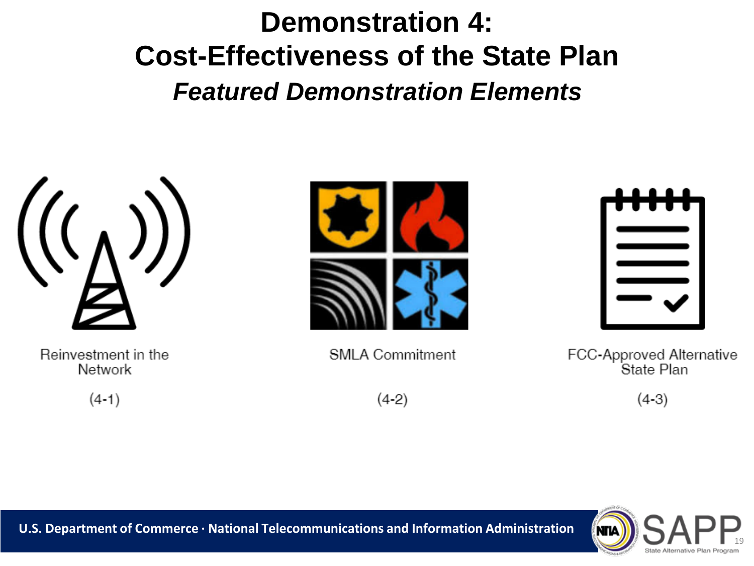# Demonstration 4: Cost-Effectiveness of the State Plan

## *Featured Demonstration Elements*

Reinvestment in the Network

(4-1)

SMLA Commitment

(4-2)

FCC-Approved Alternative State Plan

(4-3)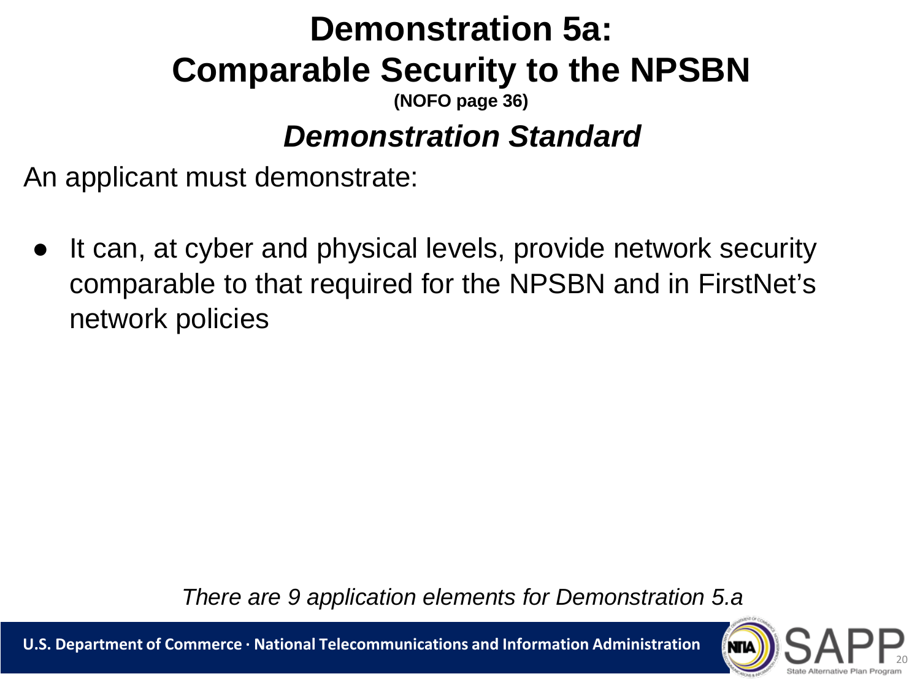# Demonstration 5a: Comparable Security to the NPSBN

**(NOFO page 36)**

## *Demonstration Standard*

An applicant must demonstrate:

- It can, at cyber and physical levels, provide network security comparable to that required for the NPSBN and in FirstNet's network policies

*There are 9 application elements for Demonstration 5.a*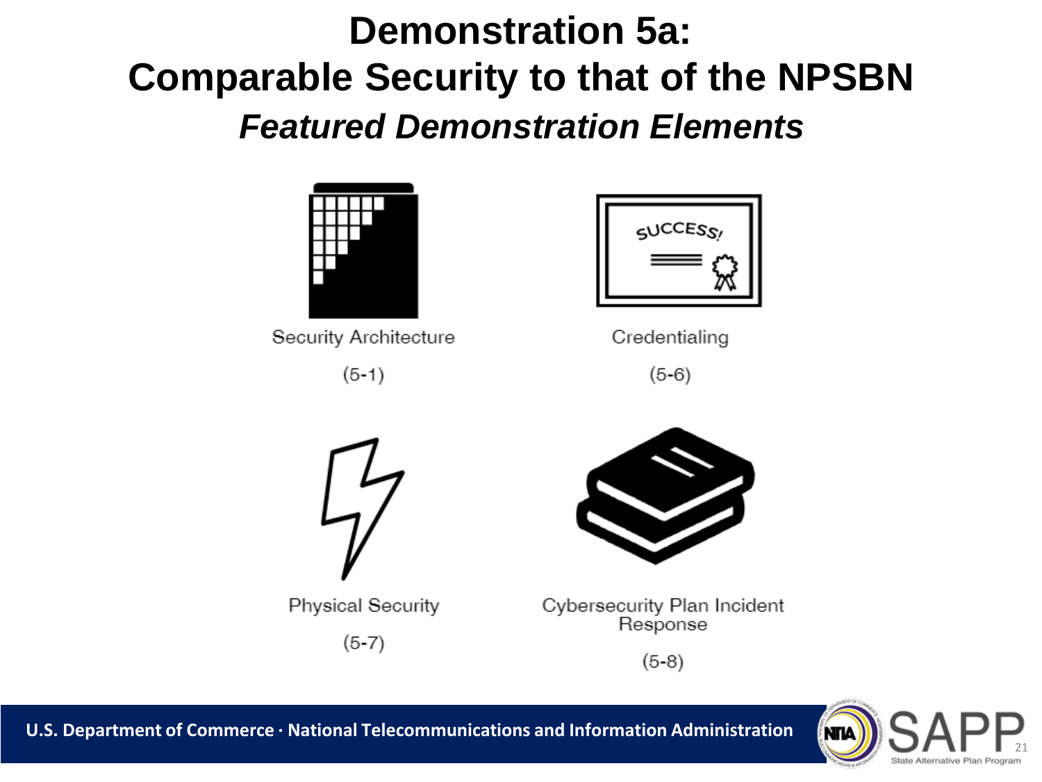# Demonstration 5a: Comparable Security to that of the NPSBN

## *Featured Demonstration Elements*

Security Architecture

(5-1)

Credentialing

(5-6)

Physical Security

(5-7)

Cybersecurity Plan Incident Response

(5-8)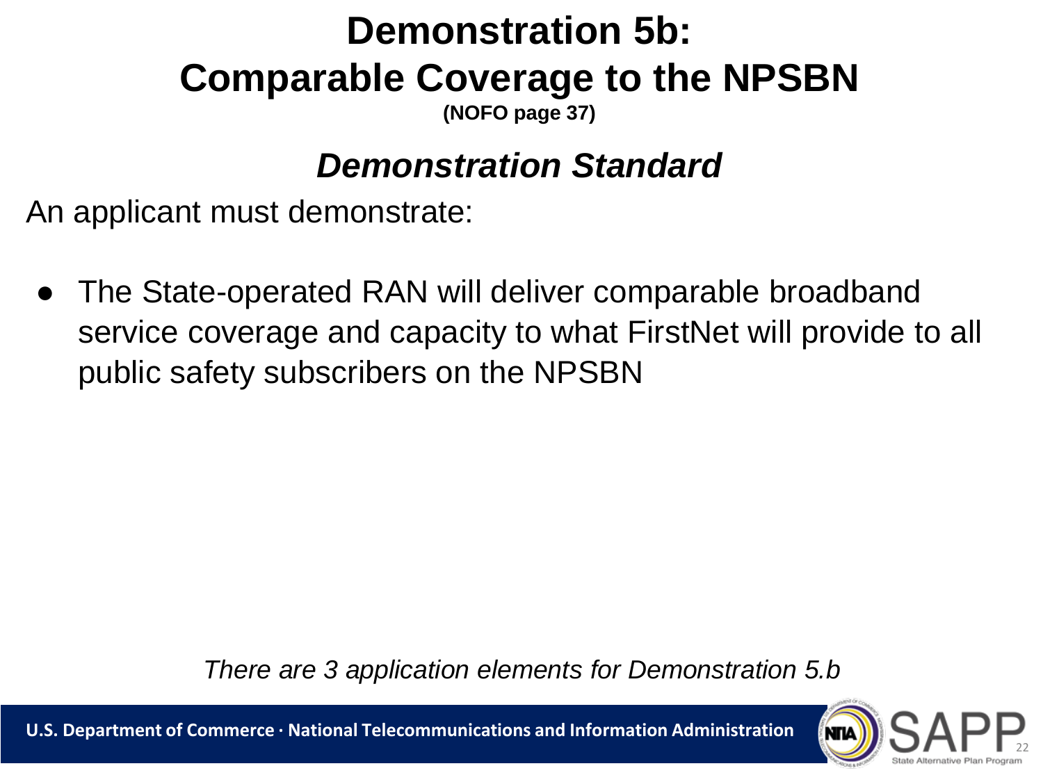# Demonstration 5b: Comparable Coverage to the NPSBN

**(NOFO page 37)**

## *Demonstration Standard*

An applicant must demonstrate:

- The State-operated RAN will deliver comparable broadband service coverage and capacity to what FirstNet will provide to all public safety subscribers on the NPSBN

*There are 3 application elements for Demonstration 5.b*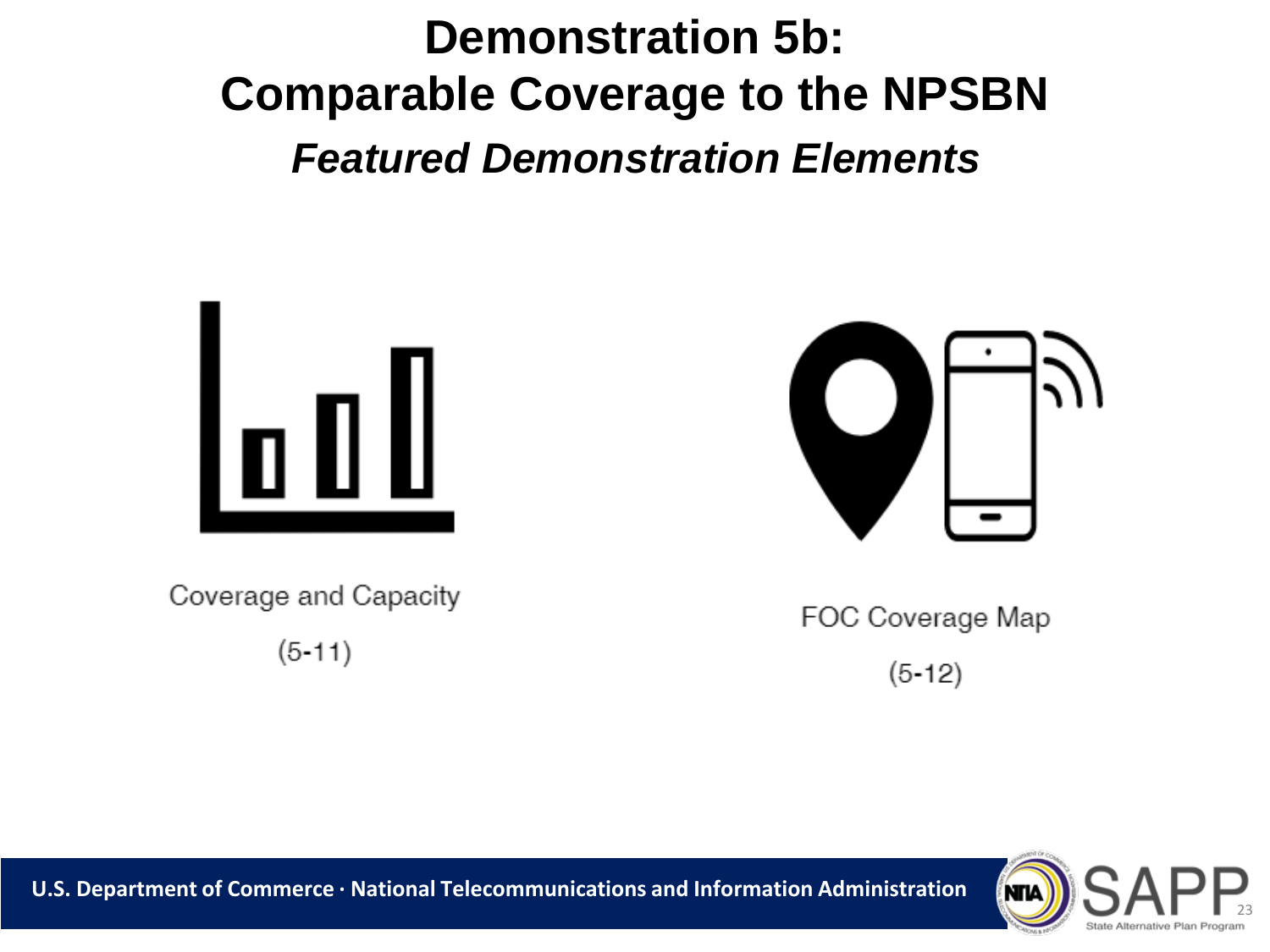# Demonstration 5b: Comparable Coverage to the NPSBN

## *Featured Demonstration Elements*

Coverage and Capacity

(5-11)

FOC Coverage Map

(5-12)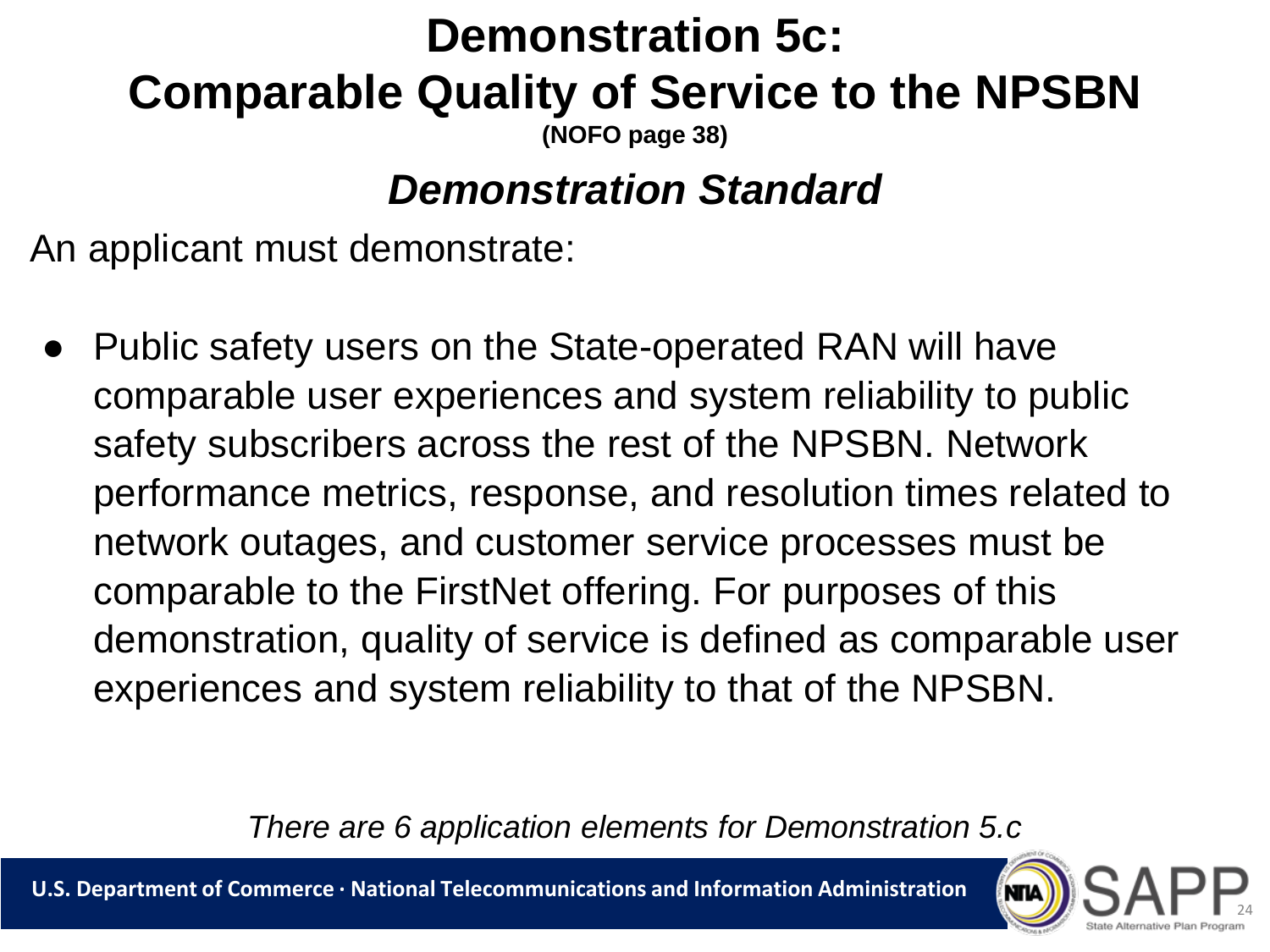# Demonstration 5c: Comparable Quality of Service to the NPSBN

**(NOFO page 38)**

## *Demonstration Standard*

An applicant must demonstrate:

- Public safety users on the State-operated RAN will have comparable user experiences and system reliability to public safety subscribers across the rest of the NPSBN. Network performance metrics, response, and resolution times related to network outages, and customer service processes must be comparable to the FirstNet offering. For purposes of this demonstration, quality of service is defined as comparable user experiences and system reliability to that of the NPSBN.

*There are 6 application elements for Demonstration 5.c*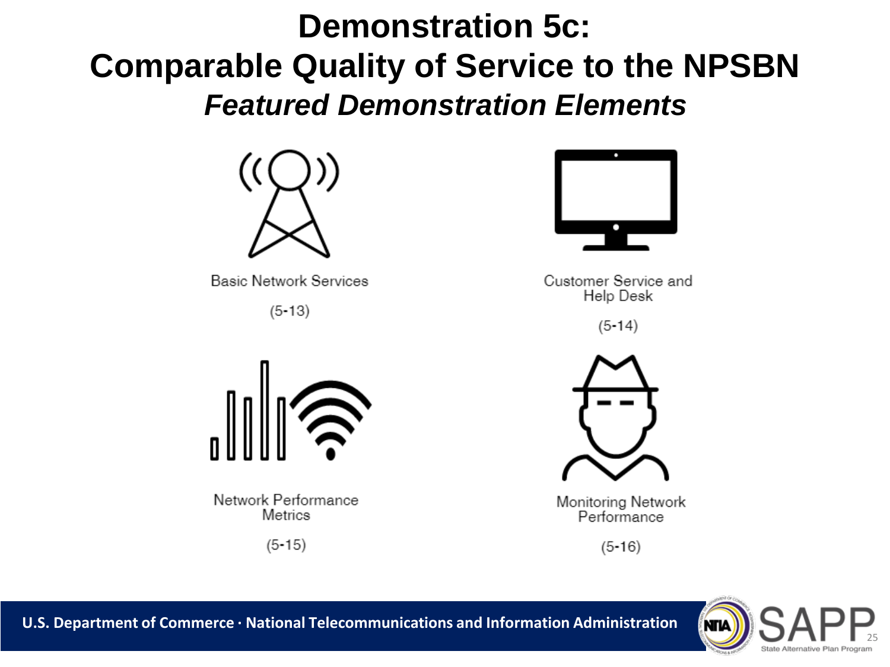# Demonstration 5c:
# Comparable Quality of Service to the NPSBN
## *Featured Demonstration Elements*

Basic Network Services

(5-13)

Customer Service and Help Desk

(5-14)

Network Performance Metrics

(5-15)

Monitoring Network Performance

(5-16)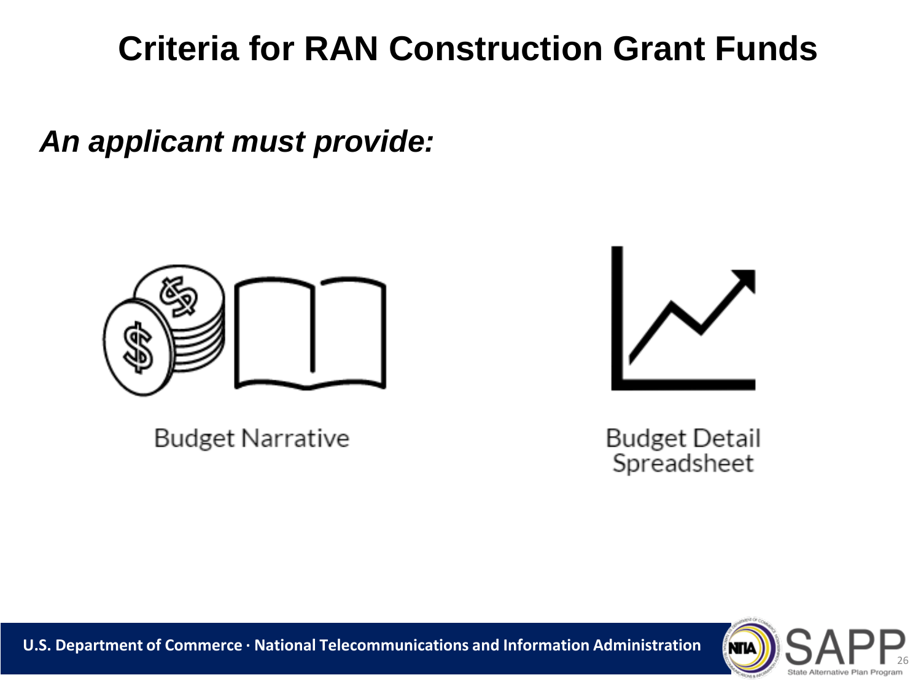# Criteria for RAN Construction Grant Funds

***An applicant must provide:***

Budget Narrative

Budget Detail Spreadsheet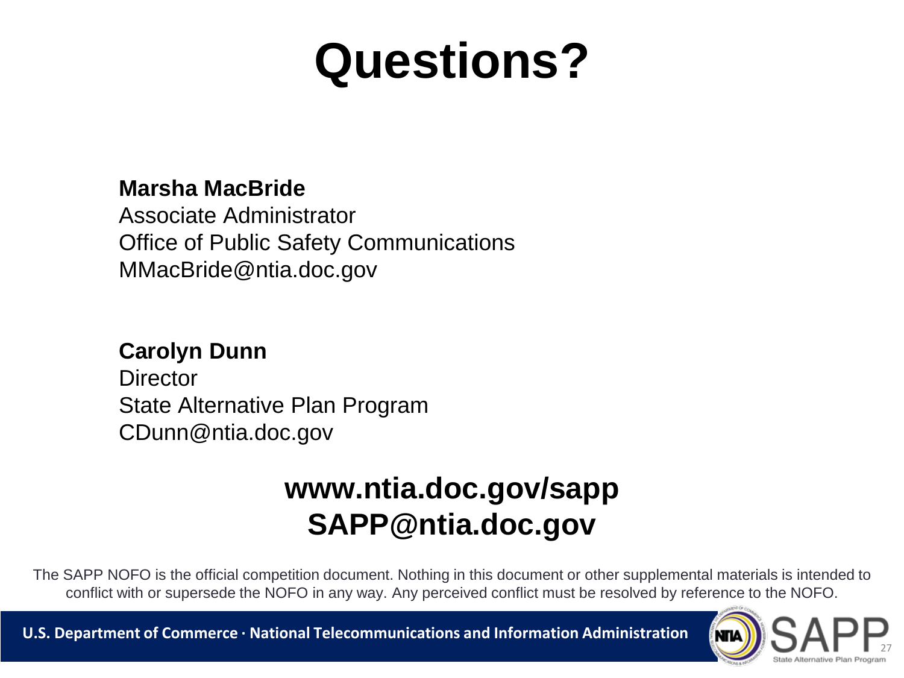# Questions?

**Marsha MacBride**
Associate Administrator
Office of Public Safety Communications
MMacBride@ntia.doc.gov

**Carolyn Dunn**
Director
State Alternative Plan Program
CDunn@ntia.doc.gov

**www.ntia.doc.gov/sapp**
**SAPP@ntia.doc.gov**

The SAPP NOFO is the official competition document. Nothing in this document or other supplemental materials is intended to conflict with or supersede the NOFO in any way. Any perceived conflict must be resolved by reference to the NOFO.